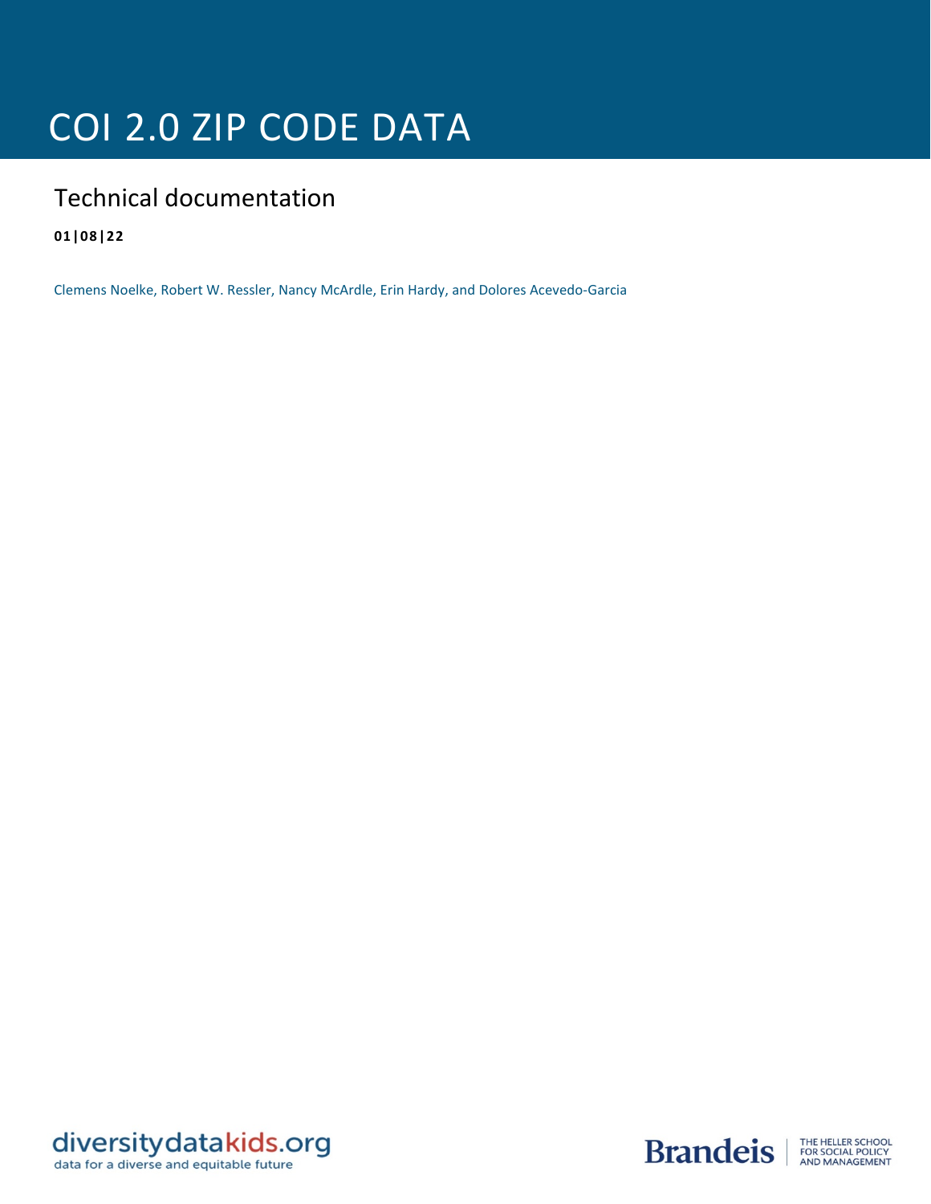# COI 2.0 ZIP CODE DATA

## Technical documentation

**01|08|22**

Clemens Noelke, Robert W. Ressler, Nancy McArdle, Erin Hardy, and Dolores Acevedo-Garcia

diversitydatakids.org
data for a diverse and equitable future

Brandeis | THE HELLER SCHOOL FOR SOCIAL POLICY AND MANAGEMENT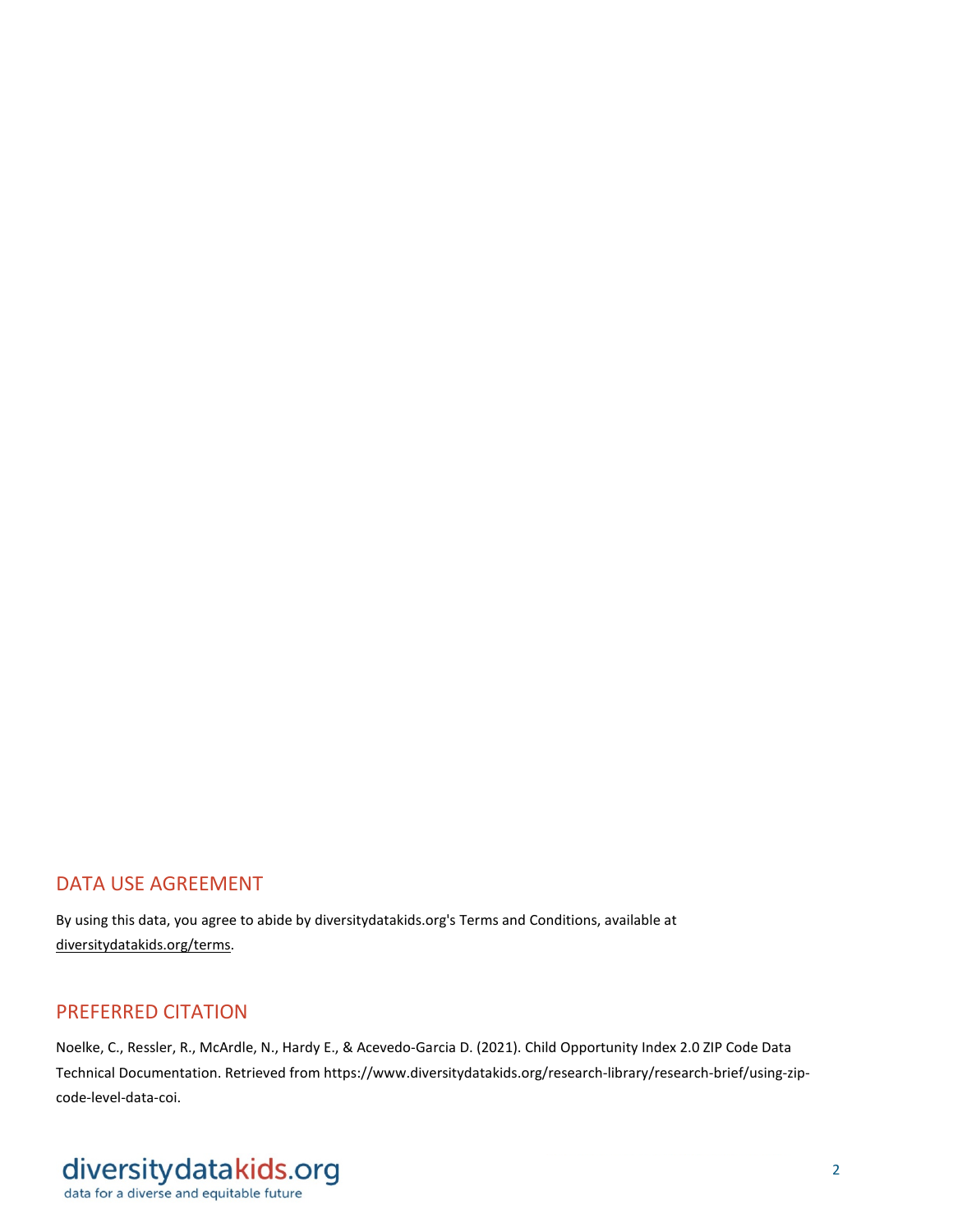## DATA USE AGREEMENT

By using this data, you agree to abide by diversitydatakids.org's Terms and Conditions, available at diversitydatakids.org/terms.

## PREFERRED CITATION

Noelke, C., Ressler, R., McArdle, N., Hardy E., & Acevedo-Garcia D. (2021). Child Opportunity Index 2.0 ZIP Code Data Technical Documentation. Retrieved from https://www.diversitydatakids.org/research-library/research-brief/using-zip-code-level-data-coi.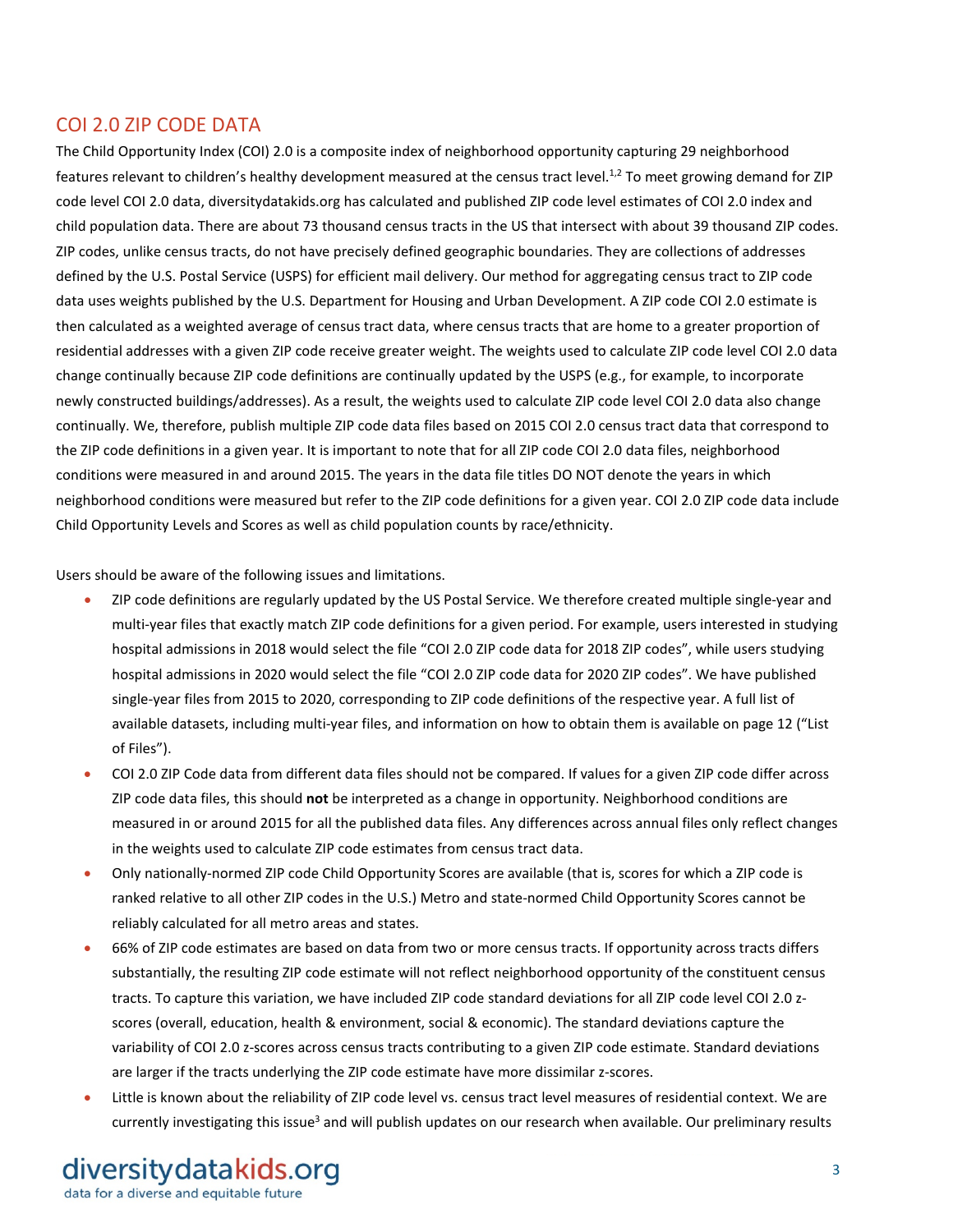## COI 2.0 ZIP CODE DATA

The Child Opportunity Index (COI) 2.0 is a composite index of neighborhood opportunity capturing 29 neighborhood features relevant to children's healthy development measured at the census tract level.[1,2] To meet growing demand for ZIP code level COI 2.0 data, diversitydatakids.org has calculated and published ZIP code level estimates of COI 2.0 index and child population data. There are about 73 thousand census tracts in the US that intersect with about 39 thousand ZIP codes. ZIP codes, unlike census tracts, do not have precisely defined geographic boundaries. They are collections of addresses defined by the U.S. Postal Service (USPS) for efficient mail delivery. Our method for aggregating census tract to ZIP code data uses weights published by the U.S. Department for Housing and Urban Development. A ZIP code COI 2.0 estimate is then calculated as a weighted average of census tract data, where census tracts that are home to a greater proportion of residential addresses with a given ZIP code receive greater weight. The weights used to calculate ZIP code level COI 2.0 data change continually because ZIP code definitions are continually updated by the USPS (e.g., for example, to incorporate newly constructed buildings/addresses). As a result, the weights used to calculate ZIP code level COI 2.0 data also change continually. We, therefore, publish multiple ZIP code data files based on 2015 COI 2.0 census tract data that correspond to the ZIP code definitions in a given year. It is important to note that for all ZIP code COI 2.0 data files, neighborhood conditions were measured in and around 2015. The years in the data file titles DO NOT denote the years in which neighborhood conditions were measured but refer to the ZIP code definitions for a given year. COI 2.0 ZIP code data include Child Opportunity Levels and Scores as well as child population counts by race/ethnicity.

Users should be aware of the following issues and limitations.

- ZIP code definitions are regularly updated by the US Postal Service. We therefore created multiple single-year and multi-year files that exactly match ZIP code definitions for a given period. For example, users interested in studying hospital admissions in 2018 would select the file "COI 2.0 ZIP code data for 2018 ZIP codes", while users studying hospital admissions in 2020 would select the file "COI 2.0 ZIP code data for 2020 ZIP codes". We have published single-year files from 2015 to 2020, corresponding to ZIP code definitions of the respective year. A full list of available datasets, including multi-year files, and information on how to obtain them is available on page 12 ("List of Files").
- COI 2.0 ZIP Code data from different data files should not be compared. If values for a given ZIP code differ across ZIP code data files, this should **not** be interpreted as a change in opportunity. Neighborhood conditions are measured in or around 2015 for all the published data files. Any differences across annual files only reflect changes in the weights used to calculate ZIP code estimates from census tract data.
- Only nationally-normed ZIP code Child Opportunity Scores are available (that is, scores for which a ZIP code is ranked relative to all other ZIP codes in the U.S.) Metro and state-normed Child Opportunity Scores cannot be reliably calculated for all metro areas and states.
- 66% of ZIP code estimates are based on data from two or more census tracts. If opportunity across tracts differs substantially, the resulting ZIP code estimate will not reflect neighborhood opportunity of the constituent census tracts. To capture this variation, we have included ZIP code standard deviations for all ZIP code level COI 2.0 z-scores (overall, education, health & environment, social & economic). The standard deviations capture the variability of COI 2.0 z-scores across census tracts contributing to a given ZIP code estimate. Standard deviations are larger if the tracts underlying the ZIP code estimate have more dissimilar z-scores.
- Little is known about the reliability of ZIP code level vs. census tract level measures of residential context. We are currently investigating this issue[3] and will publish updates on our research when available. Our preliminary results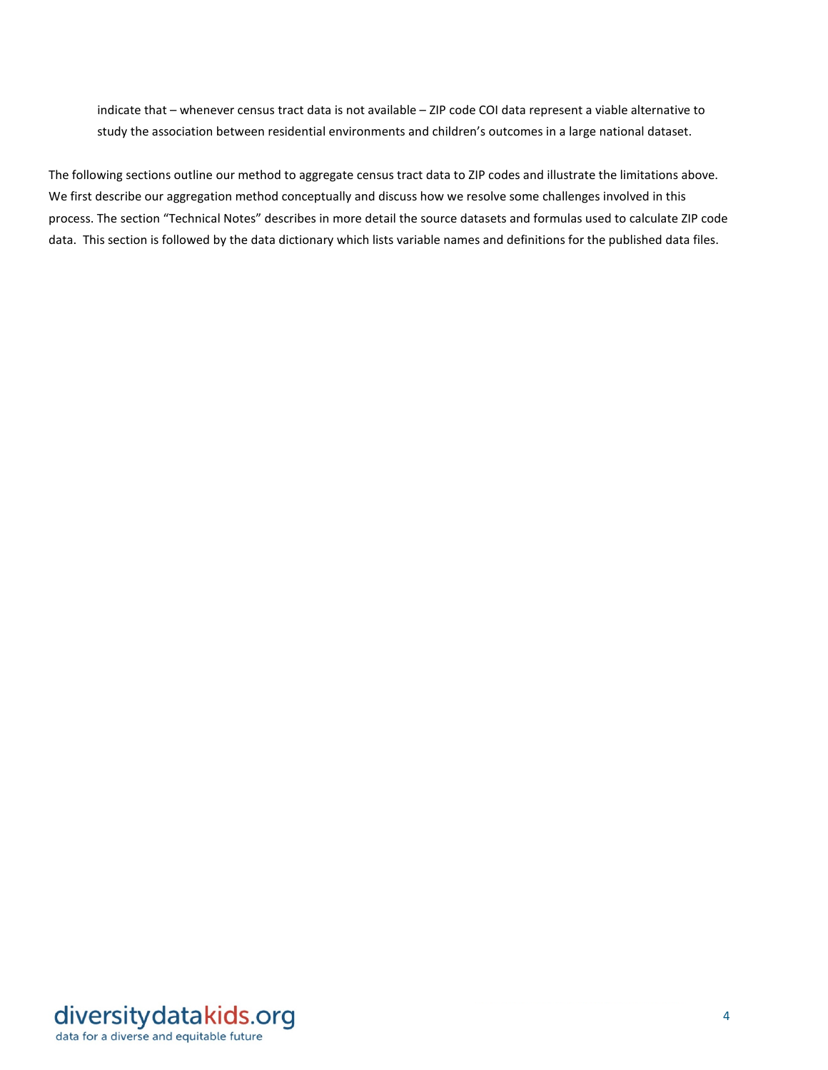indicate that – whenever census tract data is not available – ZIP code COI data represent a viable alternative to study the association between residential environments and children's outcomes in a large national dataset.

The following sections outline our method to aggregate census tract data to ZIP codes and illustrate the limitations above. We first describe our aggregation method conceptually and discuss how we resolve some challenges involved in this process. The section "Technical Notes" describes in more detail the source datasets and formulas used to calculate ZIP code data. This section is followed by the data dictionary which lists variable names and definitions for the published data files.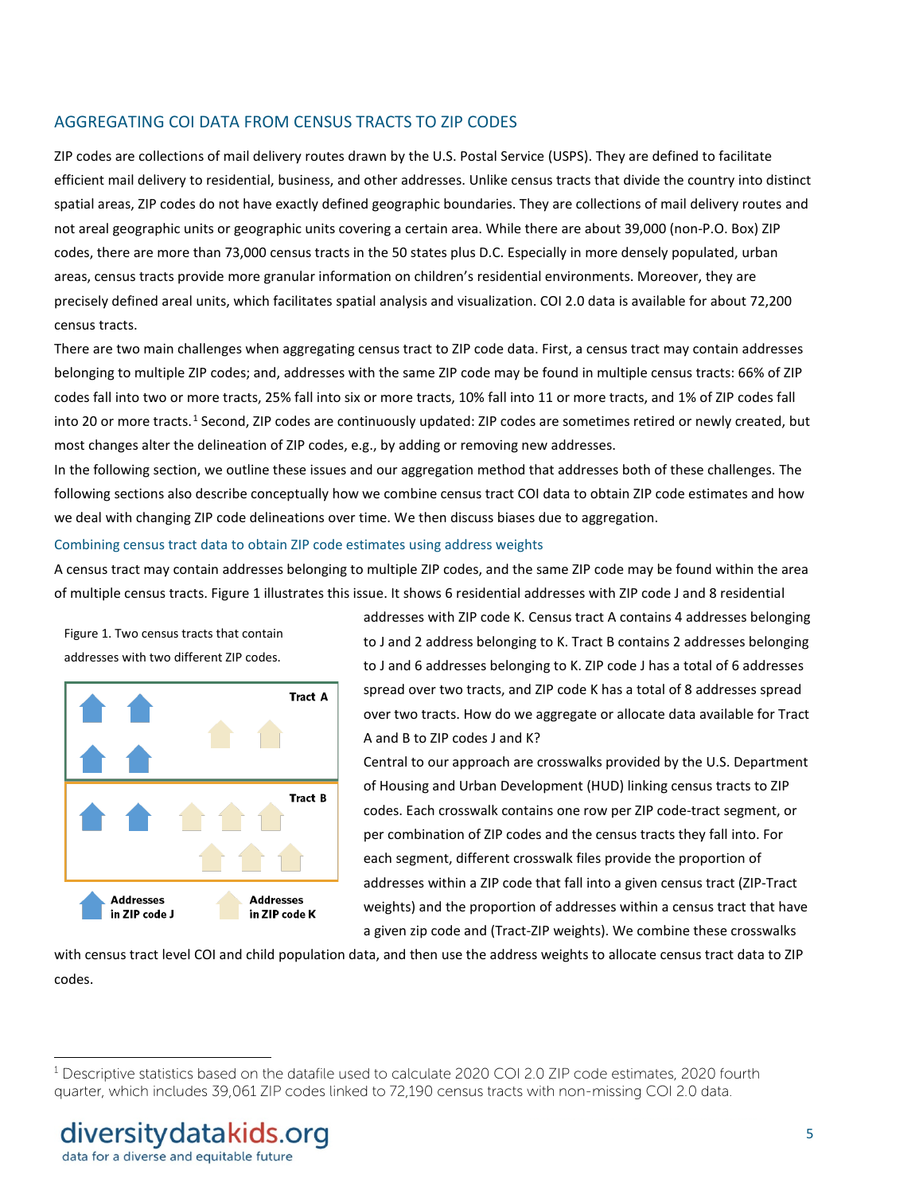## AGGREGATING COI DATA FROM CENSUS TRACTS TO ZIP CODES

ZIP codes are collections of mail delivery routes drawn by the U.S. Postal Service (USPS). They are defined to facilitate efficient mail delivery to residential, business, and other addresses. Unlike census tracts that divide the country into distinct spatial areas, ZIP codes do not have exactly defined geographic boundaries. They are collections of mail delivery routes and not areal geographic units or geographic units covering a certain area. While there are about 39,000 (non-P.O. Box) ZIP codes, there are more than 73,000 census tracts in the 50 states plus D.C. Especially in more densely populated, urban areas, census tracts provide more granular information on children's residential environments. Moreover, they are precisely defined areal units, which facilitates spatial analysis and visualization. COI 2.0 data is available for about 72,200 census tracts.

There are two main challenges when aggregating census tract to ZIP code data. First, a census tract may contain addresses belonging to multiple ZIP codes; and, addresses with the same ZIP code may be found in multiple census tracts: 66% of ZIP codes fall into two or more tracts, 25% fall into six or more tracts, 10% fall into 11 or more tracts, and 1% of ZIP codes fall into 20 or more tracts.[1] Second, ZIP codes are continuously updated: ZIP codes are sometimes retired or newly created, but most changes alter the delineation of ZIP codes, e.g., by adding or removing new addresses.

In the following section, we outline these issues and our aggregation method that addresses both of these challenges. The following sections also describe conceptually how we combine census tract COI data to obtain ZIP code estimates and how we deal with changing ZIP code delineations over time. We then discuss biases due to aggregation.

### Combining census tract data to obtain ZIP code estimates using address weights

A census tract may contain addresses belonging to multiple ZIP codes, and the same ZIP code may be found within the area of multiple census tracts. Figure 1 illustrates this issue. It shows 6 residential addresses with ZIP code J and 8 residential addresses with ZIP code K. Census tract A contains 4 addresses belonging to J and 2 address belonging to K. Tract B contains 2 addresses belonging to J and 6 addresses belonging to K. ZIP code J has a total of 6 addresses spread over two tracts, and ZIP code K has a total of 8 addresses spread over two tracts. How do we aggregate or allocate data available for Tract A and B to ZIP codes J and K?

Figure 1. Two census tracts that contain addresses with two different ZIP codes.

Central to our approach are crosswalks provided by the U.S. Department of Housing and Urban Development (HUD) linking census tracts to ZIP codes. Each crosswalk contains one row per ZIP code-tract segment, or per combination of ZIP codes and the census tracts they fall into. For each segment, different crosswalk files provide the proportion of addresses within a ZIP code that fall into a given census tract (ZIP-Tract weights) and the proportion of addresses within a census tract that have a given zip code and (Tract-ZIP weights). We combine these crosswalks with census tract level COI and child population data, and then use the address weights to allocate census tract data to ZIP codes.

[1] Descriptive statistics based on the datafile used to calculate 2020 COI 2.0 ZIP code estimates, 2020 fourth quarter, which includes 39,061 ZIP codes linked to 72,190 census tracts with non-missing COI 2.0 data.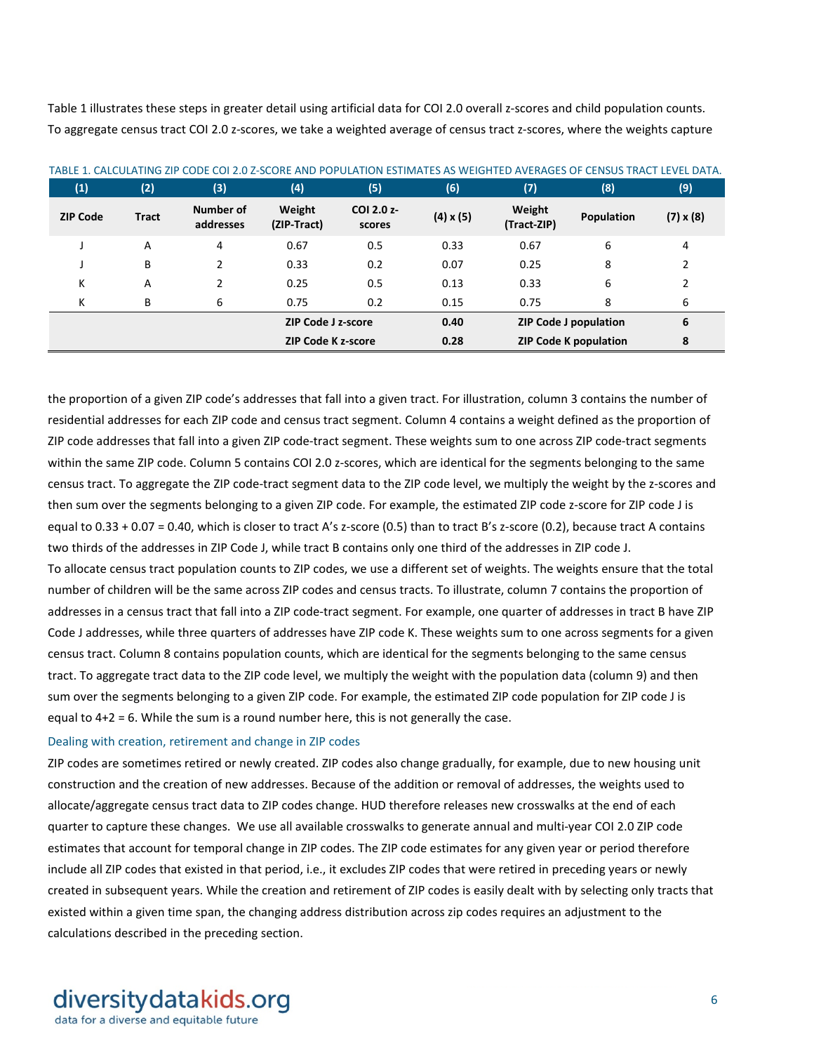Table 1 illustrates these steps in greater detail using artificial data for COI 2.0 overall z-scores and child population counts. To aggregate census tract COI 2.0 z-scores, we take a weighted average of census tract z-scores, where the weights capture

TABLE 1. CALCULATING ZIP CODE COI 2.0 Z-SCORE AND POPULATION ESTIMATES AS WEIGHTED AVERAGES OF CENSUS TRACT LEVEL DATA.

| (1) | (2) | (3) | (4) | (5) | (6) | (7) | (8) | (9) |
|---|---|---|---|---|---|---|---|---|
| **ZIP Code** | **Tract** | **Number of addresses** | **Weight (ZIP-Tract)** | **COI 2.0 z-scores** | **(4) x (5)** | **Weight (Tract-ZIP)** | **Population** | **(7) x (8)** |
| J | A | 4 | 0.67 | 0.5 | 0.33 | 0.67 | 6 | 4 |
| J | B | 2 | 0.33 | 0.2 | 0.07 | 0.25 | 8 | 2 |
| K | A | 2 | 0.25 | 0.5 | 0.13 | 0.33 | 6 | 2 |
| K | B | 6 | 0.75 | 0.2 | 0.15 | 0.75 | 8 | 6 |
| | | | **ZIP Code J z-score** | | **0.40** | **ZIP Code J population** | | **6** |
| | | | **ZIP Code K z-score** | | **0.28** | **ZIP Code K population** | | **8** |

the proportion of a given ZIP code's addresses that fall into a given tract. For illustration, column 3 contains the number of residential addresses for each ZIP code and census tract segment. Column 4 contains a weight defined as the proportion of ZIP code addresses that fall into a given ZIP code-tract segment. These weights sum to one across ZIP code-tract segments within the same ZIP code. Column 5 contains COI 2.0 z-scores, which are identical for the segments belonging to the same census tract. To aggregate the ZIP code-tract segment data to the ZIP code level, we multiply the weight by the z-scores and then sum over the segments belonging to a given ZIP code. For example, the estimated ZIP code z-score for ZIP code J is equal to 0.33 + 0.07 = 0.40, which is closer to tract A's z-score (0.5) than to tract B's z-score (0.2), because tract A contains two thirds of the addresses in ZIP Code J, while tract B contains only one third of the addresses in ZIP code J.

To allocate census tract population counts to ZIP codes, we use a different set of weights. The weights ensure that the total number of children will be the same across ZIP codes and census tracts. To illustrate, column 7 contains the proportion of addresses in a census tract that fall into a ZIP code-tract segment. For example, one quarter of addresses in tract B have ZIP Code J addresses, while three quarters of addresses have ZIP code K. These weights sum to one across segments for a given census tract. Column 8 contains population counts, which are identical for the segments belonging to the same census tract. To aggregate tract data to the ZIP code level, we multiply the weight with the population data (column 9) and then sum over the segments belonging to a given ZIP code. For example, the estimated ZIP code population for ZIP code J is equal to 4+2 = 6. While the sum is a round number here, this is not generally the case.

### Dealing with creation, retirement and change in ZIP codes

ZIP codes are sometimes retired or newly created. ZIP codes also change gradually, for example, due to new housing unit construction and the creation of new addresses. Because of the addition or removal of addresses, the weights used to allocate/aggregate census tract data to ZIP codes change. HUD therefore releases new crosswalks at the end of each quarter to capture these changes. We use all available crosswalks to generate annual and multi-year COI 2.0 ZIP code estimates that account for temporal change in ZIP codes. The ZIP code estimates for any given year or period therefore include all ZIP codes that existed in that period, i.e., it excludes ZIP codes that were retired in preceding years or newly created in subsequent years. While the creation and retirement of ZIP codes is easily dealt with by selecting only tracts that existed within a given time span, the changing address distribution across zip codes requires an adjustment to the calculations described in the preceding section.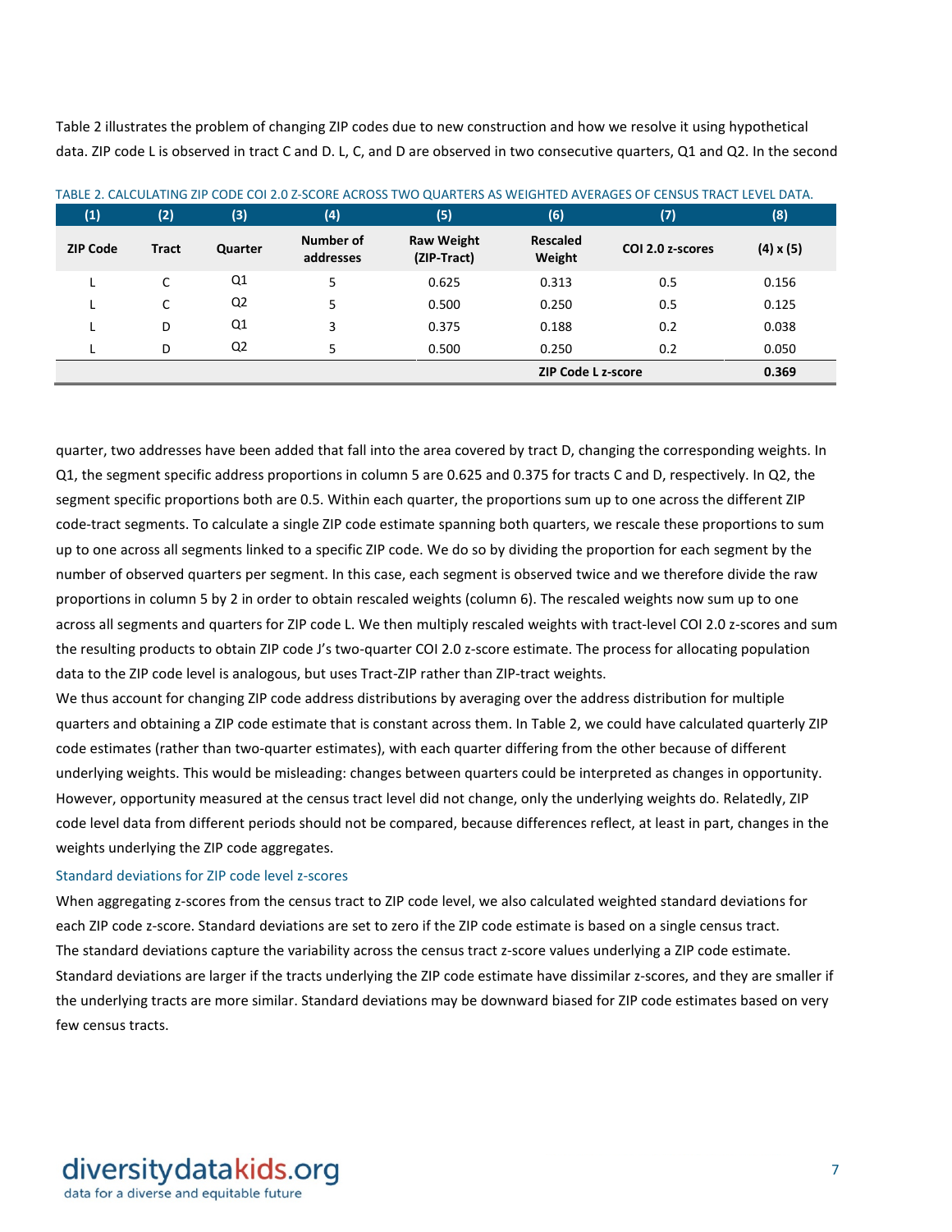Table 2 illustrates the problem of changing ZIP codes due to new construction and how we resolve it using hypothetical data. ZIP code L is observed in tract C and D. L, C, and D are observed in two consecutive quarters, Q1 and Q2. In the second quarter, two addresses have been added that fall into the area covered by tract D, changing the corresponding weights. In Q1, the segment specific address proportions in column 5 are 0.625 and 0.375 for tracts C and D, respectively. In Q2, the segment specific proportions both are 0.5. Within each quarter, the proportions sum up to one across the different ZIP code-tract segments. To calculate a single ZIP code estimate spanning both quarters, we rescale these proportions to sum up to one across all segments linked to a specific ZIP code. We do so by dividing the proportion for each segment by the number of observed quarters per segment. In this case, each segment is observed twice and we therefore divide the raw proportions in column 5 by 2 in order to obtain rescaled weights (column 6). The rescaled weights now sum up to one across all segments and quarters for ZIP code L. We then multiply rescaled weights with tract-level COI 2.0 z-scores and sum the resulting products to obtain ZIP code J's two-quarter COI 2.0 z-score estimate. The process for allocating population data to the ZIP code level is analogous, but uses Tract-ZIP rather than ZIP-tract weights.

TABLE 2. CALCULATING ZIP CODE COI 2.0 Z-SCORE ACROSS TWO QUARTERS AS WEIGHTED AVERAGES OF CENSUS TRACT LEVEL DATA.

| (1) | (2) | (3) | (4) | (5) | (6) | (7) | (8) |
|---|---|---|---|---|---|---|---|
| **ZIP Code** | **Tract** | **Quarter** | **Number of addresses** | **Raw Weight (ZIP-Tract)** | **Rescaled Weight** | **COI 2.0 z-scores** | **(4) x (5)** |
| L | C | Q1 | 5 | 0.625 | 0.313 | 0.5 | 0.156 |
| L | C | Q2 | 5 | 0.500 | 0.250 | 0.5 | 0.125 |
| L | D | Q1 | 3 | 0.375 | 0.188 | 0.2 | 0.038 |
| L | D | Q2 | 5 | 0.500 | 0.250 | 0.2 | 0.050 |
| | | | | | **ZIP Code L z-score** | | **0.369** |

We thus account for changing ZIP code address distributions by averaging over the address distribution for multiple quarters and obtaining a ZIP code estimate that is constant across them. In Table 2, we could have calculated quarterly ZIP code estimates (rather than two-quarter estimates), with each quarter differing from the other because of different underlying weights. This would be misleading: changes between quarters could be interpreted as changes in opportunity. However, opportunity measured at the census tract level did not change, only the underlying weights do. Relatedly, ZIP code level data from different periods should not be compared, because differences reflect, at least in part, changes in the weights underlying the ZIP code aggregates.

### Standard deviations for ZIP code level z-scores

When aggregating z-scores from the census tract to ZIP code level, we also calculated weighted standard deviations for each ZIP code z-score. Standard deviations are set to zero if the ZIP code estimate is based on a single census tract. The standard deviations capture the variability across the census tract z-score values underlying a ZIP code estimate. Standard deviations are larger if the tracts underlying the ZIP code estimate have dissimilar z-scores, and they are smaller if the underlying tracts are more similar. Standard deviations may be downward biased for ZIP code estimates based on very few census tracts.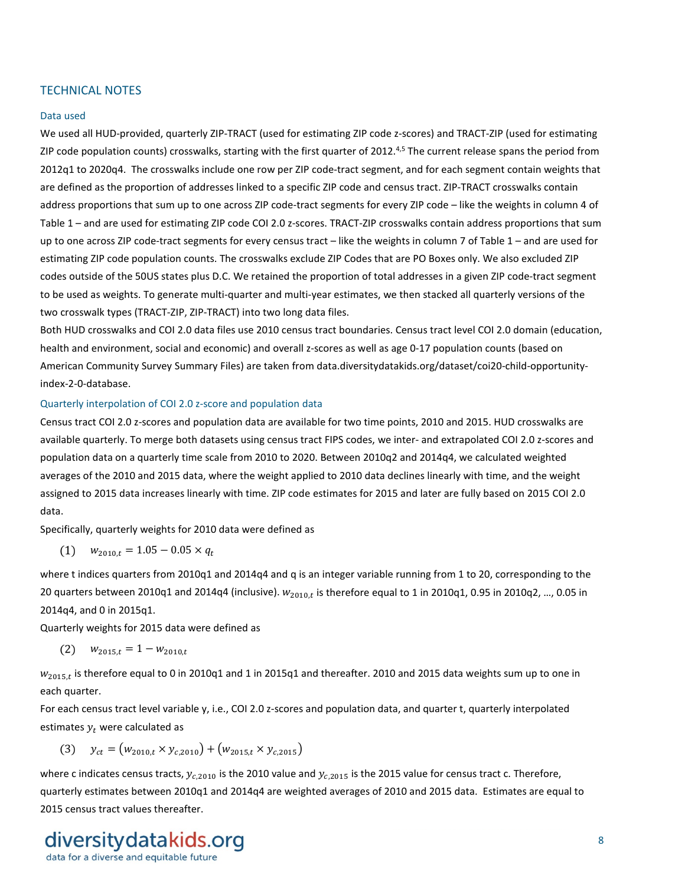## TECHNICAL NOTES

### Data used

We used all HUD-provided, quarterly ZIP-TRACT (used for estimating ZIP code z-scores) and TRACT-ZIP (used for estimating ZIP code population counts) crosswalks, starting with the first quarter of 2012.[4,5] The current release spans the period from 2012q1 to 2020q4. The crosswalks include one row per ZIP code-tract segment, and for each segment contain weights that are defined as the proportion of addresses linked to a specific ZIP code and census tract. ZIP-TRACT crosswalks contain address proportions that sum up to one across ZIP code-tract segments for every ZIP code – like the weights in column 4 of Table 1 – and are used for estimating ZIP code COI 2.0 z-scores. TRACT-ZIP crosswalks contain address proportions that sum up to one across ZIP code-tract segments for every census tract – like the weights in column 7 of Table 1 – and are used for estimating ZIP code population counts. The crosswalks exclude ZIP Codes that are PO Boxes only. We also excluded ZIP codes outside of the 50US states plus D.C. We retained the proportion of total addresses in a given ZIP code-tract segment to be used as weights. To generate multi-quarter and multi-year estimates, we then stacked all quarterly versions of the two crosswalk types (TRACT-ZIP, ZIP-TRACT) into two long data files.

Both HUD crosswalks and COI 2.0 data files use 2010 census tract boundaries. Census tract level COI 2.0 domain (education, health and environment, social and economic) and overall z-scores as well as age 0-17 population counts (based on American Community Survey Summary Files) are taken from data.diversitydatakids.org/dataset/coi20-child-opportunity-index-2-0-database.

### Quarterly interpolation of COI 2.0 z-score and population data

Census tract COI 2.0 z-scores and population data are available for two time points, 2010 and 2015. HUD crosswalks are available quarterly. To merge both datasets using census tract FIPS codes, we inter- and extrapolated COI 2.0 z-scores and population data on a quarterly time scale from 2010 to 2020. Between 2010q2 and 2014q4, we calculated weighted averages of the 2010 and 2015 data, where the weight applied to 2010 data declines linearly with time, and the weight assigned to 2015 data increases linearly with time. ZIP code estimates for 2015 and later are fully based on 2015 COI 2.0 data.

Specifically, quarterly weights for 2010 data were defined as

$$(1) \quad w_{2010,t} = 1.05 - 0.05 \times q_t$$

where t indices quarters from 2010q1 and 2014q4 and q is an integer variable running from 1 to 20, corresponding to the 20 quarters between 2010q1 and 2014q4 (inclusive). $w_{2010,t}$ is therefore equal to 1 in 2010q1, 0.95 in 2010q2, …, 0.05 in 2014q4, and 0 in 2015q1.

Quarterly weights for 2015 data were defined as

$$(2) \quad w_{2015,t} = 1 - w_{2010,t}$$

$w_{2015,t}$ is therefore equal to 0 in 2010q1 and 1 in 2015q1 and thereafter. 2010 and 2015 data weights sum up to one in each quarter.

For each census tract level variable y, i.e., COI 2.0 z-scores and population data, and quarter t, quarterly interpolated estimates $y_t$ were calculated as

$$(3) \quad y_{ct} = \left(w_{2010,t} \times y_{c,2010}\right) + \left(w_{2015,t} \times y_{c,2015}\right)$$

where c indicates census tracts, $y_{c,2010}$ is the 2010 value and $y_{c,2015}$ is the 2015 value for census tract c. Therefore, quarterly estimates between 2010q1 and 2014q4 are weighted averages of 2010 and 2015 data. Estimates are equal to 2015 census tract values thereafter.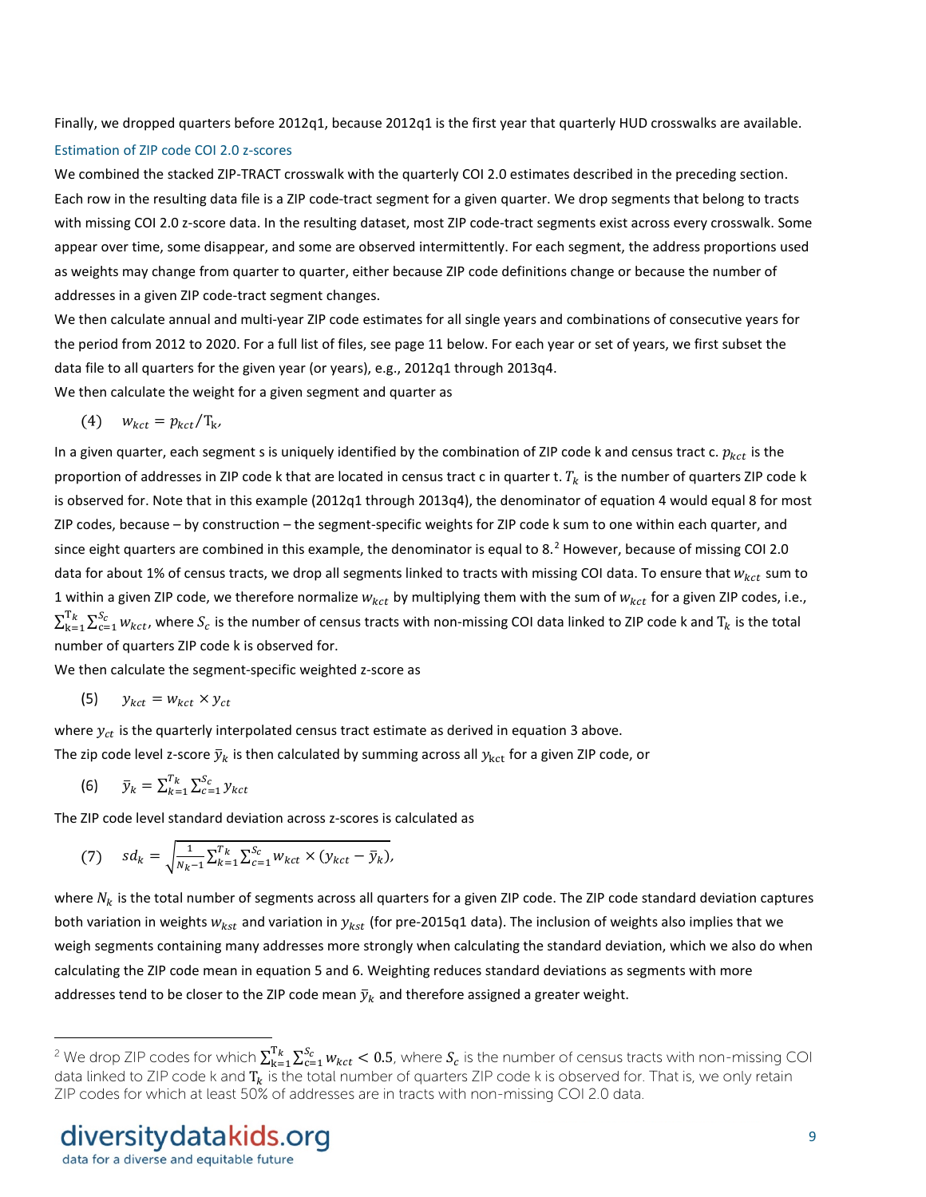Finally, we dropped quarters before 2012q1, because 2012q1 is the first year that quarterly HUD crosswalks are available.

### Estimation of ZIP code COI 2.0 z-scores

We combined the stacked ZIP-TRACT crosswalk with the quarterly COI 2.0 estimates described in the preceding section. Each row in the resulting data file is a ZIP code-tract segment for a given quarter. We drop segments that belong to tracts with missing COI 2.0 z-score data. In the resulting dataset, most ZIP code-tract segments exist across every crosswalk. Some appear over time, some disappear, and some are observed intermittently. For each segment, the address proportions used as weights may change from quarter to quarter, either because ZIP code definitions change or because the number of addresses in a given ZIP code-tract segment changes.

We then calculate annual and multi-year ZIP code estimates for all single years and combinations of consecutive years for the period from 2012 to 2020. For a full list of files, see page 11 below. For each year or set of years, we first subset the data file to all quarters for the given year (or years), e.g., 2012q1 through 2013q4.

We then calculate the weight for a given segment and quarter as

$$(4) \quad w_{kct} = p_{kct}/\mathrm{T}_k,$$

In a given quarter, each segment s is uniquely identified by the combination of ZIP code k and census tract c. $p_{kct}$ is the proportion of addresses in ZIP code k that are located in census tract c in quarter t. $T_k$ is the number of quarters ZIP code k is observed for. Note that in this example (2012q1 through 2013q4), the denominator of equation 4 would equal 8 for most ZIP codes, because – by construction – the segment-specific weights for ZIP code k sum to one within each quarter, and since eight quarters are combined in this example, the denominator is equal to 8.[2] However, because of missing COI 2.0 data for about 1% of census tracts, we drop all segments linked to tracts with missing COI data. To ensure that $w_{kct}$ sum to 1 within a given ZIP code, we therefore normalize $w_{kct}$ by multiplying them with the sum of $w_{kct}$ for a given ZIP codes, i.e., $\sum_{k=1}^{\mathrm{T}_k}\sum_{c=1}^{S_c} w_{kct}$, where $S_c$ is the number of census tracts with non-missing COI data linked to ZIP code k and $\mathrm{T}_k$ is the total number of quarters ZIP code k is observed for.

We then calculate the segment-specific weighted z-score as

$$(5) \quad y_{kct} = w_{kct} \times y_{ct}$$

where $y_{ct}$ is the quarterly interpolated census tract estimate as derived in equation 3 above.

The zip code level z-score $\bar{y}_k$ is then calculated by summing across all $y_{kct}$ for a given ZIP code, or

$$(6) \quad \bar{y}_k = \sum_{k=1}^{T_k}\sum_{c=1}^{S_c} y_{kct}$$

The ZIP code level standard deviation across z-scores is calculated as

$$(7) \quad sd_k = \sqrt{\frac{1}{N_k - 1}\sum_{k=1}^{T_k}\sum_{c=1}^{S_c} w_{kct} \times (y_{kct} - \bar{y}_k)},$$

where $N_k$ is the total number of segments across all quarters for a given ZIP code. The ZIP code standard deviation captures both variation in weights $w_{kst}$ and variation in $y_{kst}$ (for pre-2015q1 data). The inclusion of weights also implies that we weigh segments containing many addresses more strongly when calculating the standard deviation, which we also do when calculating the ZIP code mean in equation 5 and 6. Weighting reduces standard deviations as segments with more addresses tend to be closer to the ZIP code mean $\bar{y}_k$ and therefore assigned a greater weight.

[2] We drop ZIP codes for which $\sum_{k=1}^{\mathrm{T}_k}\sum_{c=1}^{S_c} w_{kct} < 0.5$, where $S_c$ is the number of census tracts with non-missing COI data linked to ZIP code k and $\mathrm{T}_k$ is the total number of quarters ZIP code k is observed for. That is, we only retain ZIP codes for which at least 50% of addresses are in tracts with non-missing COI 2.0 data.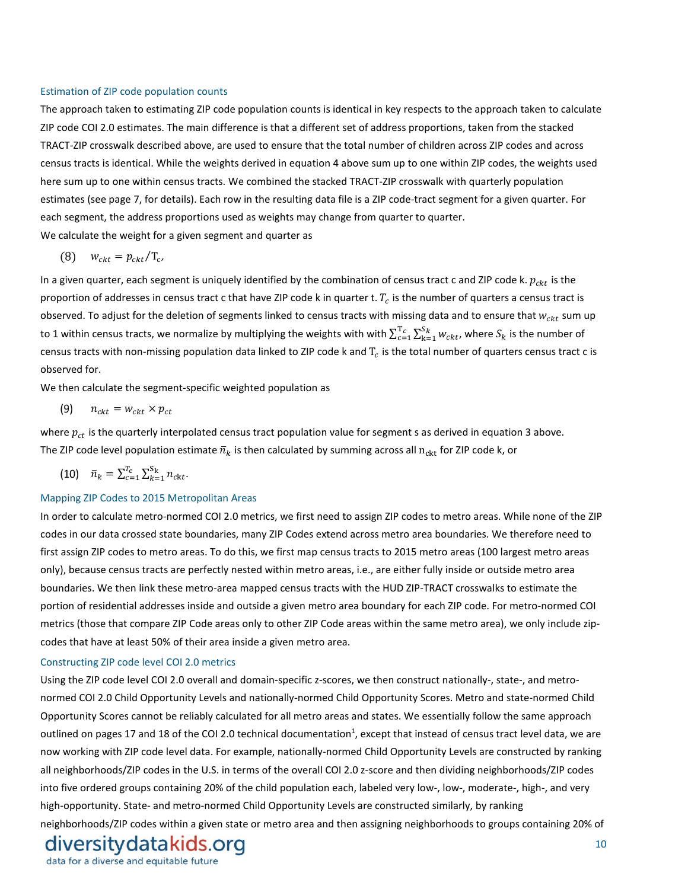### Estimation of ZIP code population counts

The approach taken to estimating ZIP code population counts is identical in key respects to the approach taken to calculate ZIP code COI 2.0 estimates. The main difference is that a different set of address proportions, taken from the stacked TRACT-ZIP crosswalk described above, are used to ensure that the total number of children across ZIP codes and across census tracts is identical. While the weights derived in equation 4 above sum up to one within ZIP codes, the weights used here sum up to one within census tracts. We combined the stacked TRACT-ZIP crosswalk with quarterly population estimates (see page 7, for details). Each row in the resulting data file is a ZIP code-tract segment for a given quarter. For each segment, the address proportions used as weights may change from quarter to quarter.

We calculate the weight for a given segment and quarter as

$$(8) \quad w_{ckt} = p_{ckt}/\mathrm{T}_c,$$

In a given quarter, each segment is uniquely identified by the combination of census tract c and ZIP code k. $p_{ckt}$ is the proportion of addresses in census tract c that have ZIP code k in quarter t. $T_c$ is the number of quarters a census tract is observed. To adjust for the deletion of segments linked to census tracts with missing data and to ensure that $w_{ckt}$ sum up to 1 within census tracts, we normalize by multiplying the weights with with $\sum_{c=1}^{\mathrm{T}_c} \sum_{k=1}^{S_k} w_{ckt}$, where $S_k$ is the number of census tracts with non-missing population data linked to ZIP code k and $\mathrm{T}_c$ is the total number of quarters census tract c is observed for.

We then calculate the segment-specific weighted population as

$$(9) \quad n_{ckt} = w_{ckt} \times p_{ct}$$

where $p_{ct}$ is the quarterly interpolated census tract population value for segment s as derived in equation 3 above. The ZIP code level population estimate $\bar{n}_k$ is then calculated by summing across all $\mathrm{n}_{\mathrm{ckt}}$ for ZIP code k, or

$$(10) \quad \bar{n}_k = \sum_{c=1}^{T_c} \sum_{k=1}^{\mathrm{S_k}} n_{\mathrm{ckt}}.$$

### Mapping ZIP Codes to 2015 Metropolitan Areas

In order to calculate metro-normed COI 2.0 metrics, we first need to assign ZIP codes to metro areas. While none of the ZIP codes in our data crossed state boundaries, many ZIP Codes extend across metro area boundaries. We therefore need to first assign ZIP codes to metro areas. To do this, we first map census tracts to 2015 metro areas (100 largest metro areas only), because census tracts are perfectly nested within metro areas, i.e., are either fully inside or outside metro area boundaries. We then link these metro-area mapped census tracts with the HUD ZIP-TRACT crosswalks to estimate the portion of residential addresses inside and outside a given metro area boundary for each ZIP code. For metro-normed COI metrics (those that compare ZIP Code areas only to other ZIP Code areas within the same metro area), we only include zip-codes that have at least 50% of their area inside a given metro area.

### Constructing ZIP code level COI 2.0 metrics

Using the ZIP code level COI 2.0 overall and domain-specific z-scores, we then construct nationally-, state-, and metro-normed COI 2.0 Child Opportunity Levels and nationally-normed Child Opportunity Scores. Metro and state-normed Child Opportunity Scores cannot be reliably calculated for all metro areas and states. We essentially follow the same approach outlined on pages 17 and 18 of the COI 2.0 technical documentation[1], except that instead of census tract level data, we are now working with ZIP code level data. For example, nationally-normed Child Opportunity Levels are constructed by ranking all neighborhoods/ZIP codes in the U.S. in terms of the overall COI 2.0 z-score and then dividing neighborhoods/ZIP codes into five ordered groups containing 20% of the child population each, labeled very low-, low-, moderate-, high-, and very high-opportunity. State- and metro-normed Child Opportunity Levels are constructed similarly, by ranking neighborhoods/ZIP codes within a given state or metro area and then assigning neighborhoods to groups containing 20% of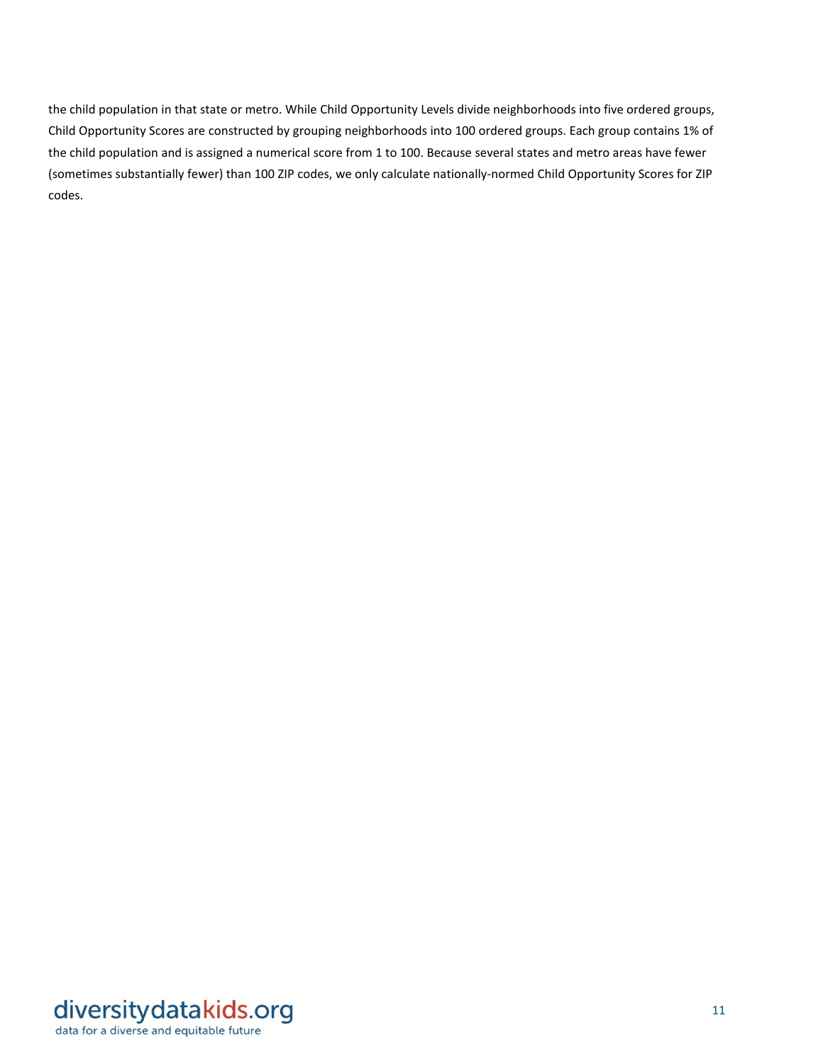the child population in that state or metro. While Child Opportunity Levels divide neighborhoods into five ordered groups, Child Opportunity Scores are constructed by grouping neighborhoods into 100 ordered groups. Each group contains 1% of the child population and is assigned a numerical score from 1 to 100. Because several states and metro areas have fewer (sometimes substantially fewer) than 100 ZIP codes, we only calculate nationally-normed Child Opportunity Scores for ZIP codes.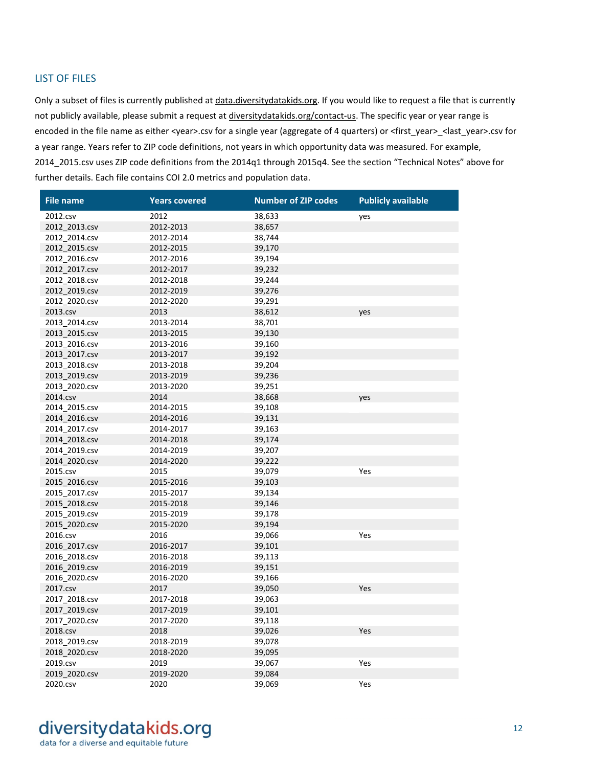## LIST OF FILES

Only a subset of files is currently published at data.diversitydatakids.org. If you would like to request a file that is currently not publicly available, please submit a request at diversitydatakids.org/contact-us. The specific year or year range is encoded in the file name as either <year>.csv for a single year (aggregate of 4 quarters) or <first_year>_<last_year>.csv for a year range. Years refer to ZIP code definitions, not years in which opportunity data was measured. For example, 2014_2015.csv uses ZIP code definitions from the 2014q1 through 2015q4. See the section "Technical Notes" above for further details. Each file contains COI 2.0 metrics and population data.

| File name | Years covered | Number of ZIP codes | Publicly available |
|---|---|---|---|
| 2012.csv | 2012 | 38,633 | yes |
| 2012_2013.csv | 2012-2013 | 38,657 | |
| 2012_2014.csv | 2012-2014 | 38,744 | |
| 2012_2015.csv | 2012-2015 | 39,170 | |
| 2012_2016.csv | 2012-2016 | 39,194 | |
| 2012_2017.csv | 2012-2017 | 39,232 | |
| 2012_2018.csv | 2012-2018 | 39,244 | |
| 2012_2019.csv | 2012-2019 | 39,276 | |
| 2012_2020.csv | 2012-2020 | 39,291 | |
| 2013.csv | 2013 | 38,612 | yes |
| 2013_2014.csv | 2013-2014 | 38,701 | |
| 2013_2015.csv | 2013-2015 | 39,130 | |
| 2013_2016.csv | 2013-2016 | 39,160 | |
| 2013_2017.csv | 2013-2017 | 39,192 | |
| 2013_2018.csv | 2013-2018 | 39,204 | |
| 2013_2019.csv | 2013-2019 | 39,236 | |
| 2013_2020.csv | 2013-2020 | 39,251 | |
| 2014.csv | 2014 | 38,668 | yes |
| 2014_2015.csv | 2014-2015 | 39,108 | |
| 2014_2016.csv | 2014-2016 | 39,131 | |
| 2014_2017.csv | 2014-2017 | 39,163 | |
| 2014_2018.csv | 2014-2018 | 39,174 | |
| 2014_2019.csv | 2014-2019 | 39,207 | |
| 2014_2020.csv | 2014-2020 | 39,222 | |
| 2015.csv | 2015 | 39,079 | Yes |
| 2015_2016.csv | 2015-2016 | 39,103 | |
| 2015_2017.csv | 2015-2017 | 39,134 | |
| 2015_2018.csv | 2015-2018 | 39,146 | |
| 2015_2019.csv | 2015-2019 | 39,178 | |
| 2015_2020.csv | 2015-2020 | 39,194 | |
| 2016.csv | 2016 | 39,066 | Yes |
| 2016_2017.csv | 2016-2017 | 39,101 | |
| 2016_2018.csv | 2016-2018 | 39,113 | |
| 2016_2019.csv | 2016-2019 | 39,151 | |
| 2016_2020.csv | 2016-2020 | 39,166 | |
| 2017.csv | 2017 | 39,050 | Yes |
| 2017_2018.csv | 2017-2018 | 39,063 | |
| 2017_2019.csv | 2017-2019 | 39,101 | |
| 2017_2020.csv | 2017-2020 | 39,118 | |
| 2018.csv | 2018 | 39,026 | Yes |
| 2018_2019.csv | 2018-2019 | 39,078 | |
| 2018_2020.csv | 2018-2020 | 39,095 | |
| 2019.csv | 2019 | 39,067 | Yes |
| 2019_2020.csv | 2019-2020 | 39,084 | |
| 2020.csv | 2020 | 39,069 | Yes |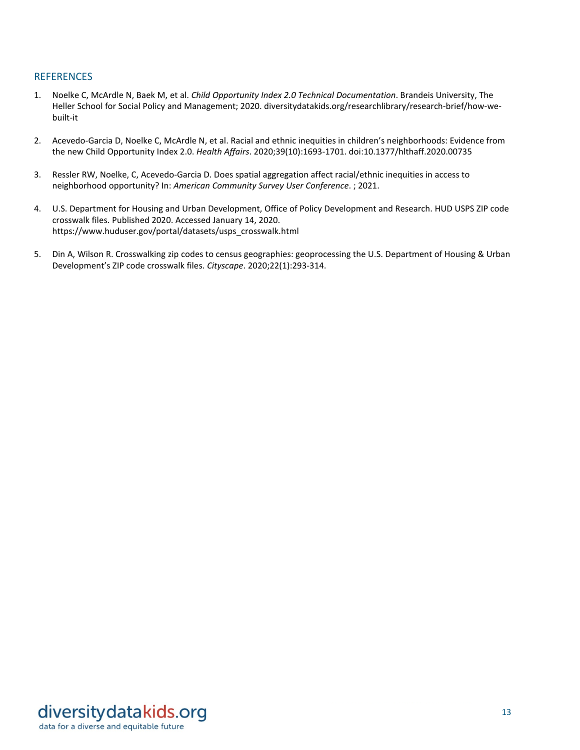## REFERENCES

1. Noelke C, McArdle N, Baek M, et al. *Child Opportunity Index 2.0 Technical Documentation*. Brandeis University, The Heller School for Social Policy and Management; 2020. diversitydatakids.org/researchlibrary/research-brief/how-we-built-it

2. Acevedo-Garcia D, Noelke C, McArdle N, et al. Racial and ethnic inequities in children's neighborhoods: Evidence from the new Child Opportunity Index 2.0. *Health Affairs*. 2020;39(10):1693-1701. doi:10.1377/hlthaff.2020.00735

3. Ressler RW, Noelke, C, Acevedo-Garcia D. Does spatial aggregation affect racial/ethnic inequities in access to neighborhood opportunity? In: *American Community Survey User Conference*. ; 2021.

4. U.S. Department for Housing and Urban Development, Office of Policy Development and Research. HUD USPS ZIP code crosswalk files. Published 2020. Accessed January 14, 2020. https://www.huduser.gov/portal/datasets/usps_crosswalk.html

5. Din A, Wilson R. Crosswalking zip codes to census geographies: geoprocessing the U.S. Department of Housing & Urban Development's ZIP code crosswalk files. *Cityscape*. 2020;22(1):293-314.